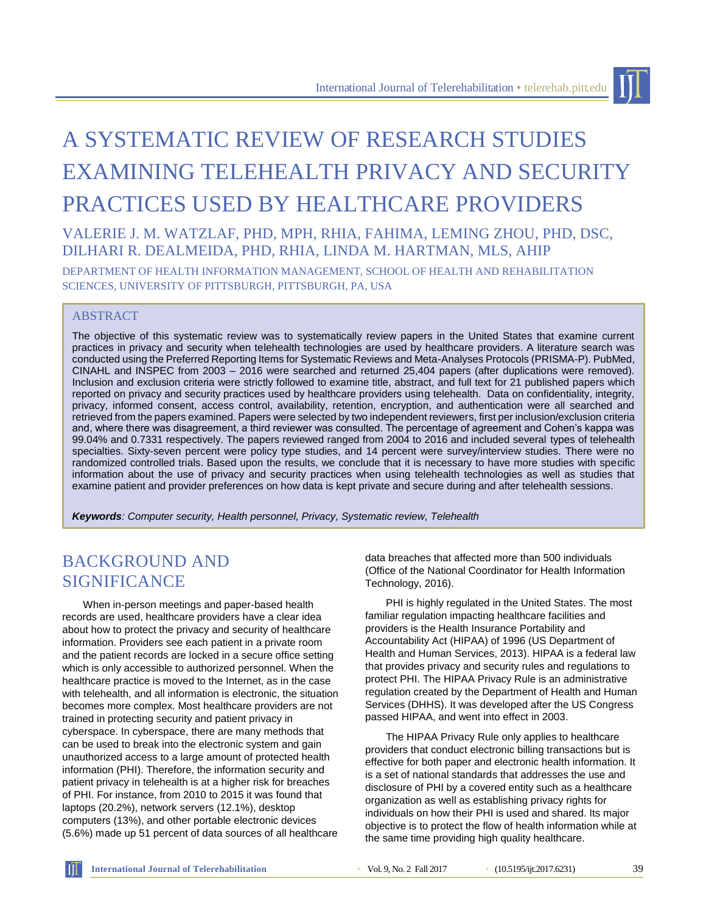// A systematic review of research studies examining telehealth privacy and security practices used by healthcare providers

# A SYSTEMATIC REVIEW OF RESEARCH STUDIES EXAMINING TELEHEALTH PRIVACY AND SECURITY PRACTICES USED BY HEALTHCARE PROVIDERS

VALERIE J. M. WATZLAF, PHD, MPH, RHIA, FAHIMA, LEMING ZHOU, PHD, DSC, DILHARI R. DEALMEIDA, PHD, RHIA, LINDA M. HARTMAN, MLS, AHIP

DEPARTMENT OF HEALTH INFORMATION MANAGEMENT, SCHOOL OF HEALTH AND REHABILITATION SCIENCES, UNIVERSITY OF PITTSBURGH, PITTSBURGH, PA, USA

## ABSTRACT

The objective of this systematic review was to systematically review papers in the United States that examine current practices in privacy and security when telehealth technologies are used by healthcare providers. A literature search was conducted using the Preferred Reporting Items for Systematic Reviews and Meta-Analyses Protocols (PRISMA-P). PubMed, CINAHL and INSPEC from 2003 – 2016 were searched and returned 25,404 papers (after duplications were removed). Inclusion and exclusion criteria were strictly followed to examine title, abstract, and full text for 21 published papers which reported on privacy and security practices used by healthcare providers using telehealth. Data on confidentiality, integrity, privacy, informed consent, access control, availability, retention, encryption, and authentication were all searched and retrieved from the papers examined. Papers were selected by two independent reviewers, first per inclusion/exclusion criteria and, where there was disagreement, a third reviewer was consulted. The percentage of agreement and Cohen's kappa was 99.04% and 0.7331 respectively. The papers reviewed ranged from 2004 to 2016 and included several types of telehealth specialties. Sixty-seven percent were policy type studies, and 14 percent were survey/interview studies. There were no randomized controlled trials. Based upon the results, we conclude that it is necessary to have more studies with specific information about the use of privacy and security practices when using telehealth technologies as well as studies that examine patient and provider preferences on how data is kept private and secure during and after telehealth sessions.

***Keywords**: Computer security, Health personnel, Privacy, Systematic review, Telehealth*

## BACKGROUND AND SIGNIFICANCE

When in-person meetings and paper-based health records are used, healthcare providers have a clear idea about how to protect the privacy and security of healthcare information. Providers see each patient in a private room and the patient records are locked in a secure office setting which is only accessible to authorized personnel. When the healthcare practice is moved to the Internet, as in the case with telehealth, and all information is electronic, the situation becomes more complex. Most healthcare providers are not trained in protecting security and patient privacy in cyberspace. In cyberspace, there are many methods that can be used to break into the electronic system and gain unauthorized access to a large amount of protected health information (PHI). Therefore, the information security and patient privacy in telehealth is at a higher risk for breaches of PHI. For instance, from 2010 to 2015 it was found that laptops (20.2%), network servers (12.1%), desktop computers (13%), and other portable electronic devices (5.6%) made up 51 percent of data sources of all healthcare data breaches that affected more than 500 individuals (Office of the National Coordinator for Health Information Technology, 2016).

PHI is highly regulated in the United States. The most familiar regulation impacting healthcare facilities and providers is the Health Insurance Portability and Accountability Act (HIPAA) of 1996 (US Department of Health and Human Services, 2013). HIPAA is a federal law that provides privacy and security rules and regulations to protect PHI. The HIPAA Privacy Rule is an administrative regulation created by the Department of Health and Human Services (DHHS). It was developed after the US Congress passed HIPAA, and went into effect in 2003.

The HIPAA Privacy Rule only applies to healthcare providers that conduct electronic billing transactions but is effective for both paper and electronic health information. It is a set of national standards that addresses the use and disclosure of PHI by a covered entity such as a healthcare organization as well as establishing privacy rights for individuals on how their PHI is used and shared. Its major objective is to protect the flow of health information while at the same time providing high quality healthcare.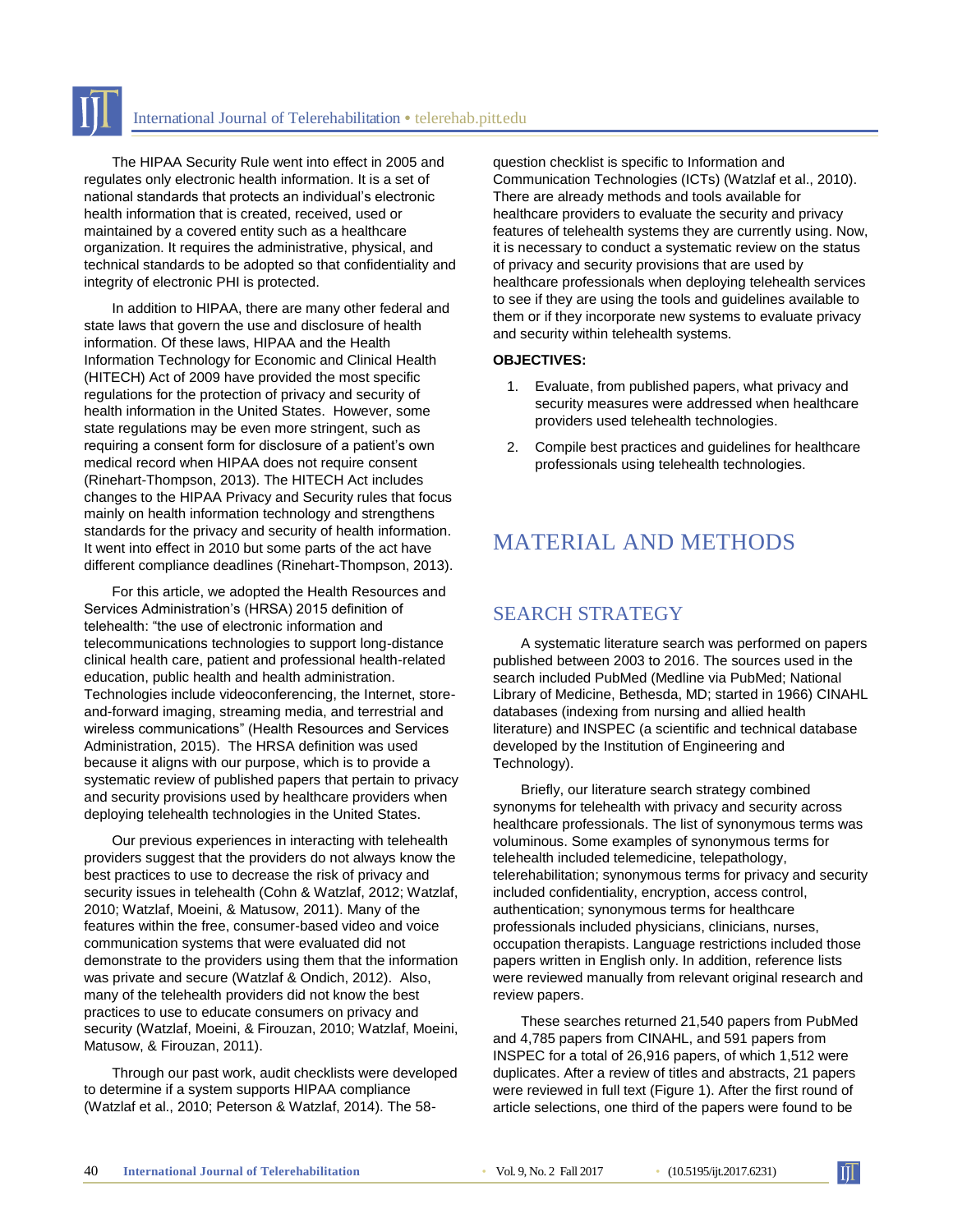The HIPAA Security Rule went into effect in 2005 and regulates only electronic health information. It is a set of national standards that protects an individual's electronic health information that is created, received, used or maintained by a covered entity such as a healthcare organization. It requires the administrative, physical, and technical standards to be adopted so that confidentiality and integrity of electronic PHI is protected.

In addition to HIPAA, there are many other federal and state laws that govern the use and disclosure of health information. Of these laws, HIPAA and the Health Information Technology for Economic and Clinical Health (HITECH) Act of 2009 have provided the most specific regulations for the protection of privacy and security of health information in the United States. However, some state regulations may be even more stringent, such as requiring a consent form for disclosure of a patient's own medical record when HIPAA does not require consent (Rinehart-Thompson, 2013). The HITECH Act includes changes to the HIPAA Privacy and Security rules that focus mainly on health information technology and strengthens standards for the privacy and security of health information. It went into effect in 2010 but some parts of the act have different compliance deadlines (Rinehart-Thompson, 2013).

For this article, we adopted the Health Resources and Services Administration's (HRSA) 2015 definition of telehealth: "the use of electronic information and telecommunications technologies to support long-distance clinical health care, patient and professional health-related education, public health and health administration. Technologies include videoconferencing, the Internet, store-and-forward imaging, streaming media, and terrestrial and wireless communications" (Health Resources and Services Administration, 2015). The HRSA definition was used because it aligns with our purpose, which is to provide a systematic review of published papers that pertain to privacy and security provisions used by healthcare providers when deploying telehealth technologies in the United States.

Our previous experiences in interacting with telehealth providers suggest that the providers do not always know the best practices to use to decrease the risk of privacy and security issues in telehealth (Cohn & Watzlaf, 2012; Watzlaf, 2010; Watzlaf, Moeini, & Matusow, 2011). Many of the features within the free, consumer-based video and voice communication systems that were evaluated did not demonstrate to the providers using them that the information was private and secure (Watzlaf & Ondich, 2012). Also, many of the telehealth providers did not know the best practices to use to educate consumers on privacy and security (Watzlaf, Moeini, & Firouzan, 2010; Watzlaf, Moeini, Matusow, & Firouzan, 2011).

Through our past work, audit checklists were developed to determine if a system supports HIPAA compliance (Watzlaf et al., 2010; Peterson & Watzlaf, 2014). The 58-question checklist is specific to Information and Communication Technologies (ICTs) (Watzlaf et al., 2010). There are already methods and tools available for healthcare providers to evaluate the security and privacy features of telehealth systems they are currently using. Now, it is necessary to conduct a systematic review on the status of privacy and security provisions that are used by healthcare professionals when deploying telehealth services to see if they are using the tools and guidelines available to them or if they incorporate new systems to evaluate privacy and security within telehealth systems.

**OBJECTIVES:**

1. Evaluate, from published papers, what privacy and security measures were addressed when healthcare providers used telehealth technologies.
2. Compile best practices and guidelines for healthcare professionals using telehealth technologies.

# MATERIAL AND METHODS

## SEARCH STRATEGY

A systematic literature search was performed on papers published between 2003 to 2016. The sources used in the search included PubMed (Medline via PubMed; National Library of Medicine, Bethesda, MD; started in 1966) CINAHL databases (indexing from nursing and allied health literature) and INSPEC (a scientific and technical database developed by the Institution of Engineering and Technology).

Briefly, our literature search strategy combined synonyms for telehealth with privacy and security across healthcare professionals. The list of synonymous terms was voluminous. Some examples of synonymous terms for telehealth included telemedicine, telepathology, telerehabilitation; synonymous terms for privacy and security included confidentiality, encryption, access control, authentication; synonymous terms for healthcare professionals included physicians, clinicians, nurses, occupation therapists. Language restrictions included those papers written in English only. In addition, reference lists were reviewed manually from relevant original research and review papers.

These searches returned 21,540 papers from PubMed and 4,785 papers from CINAHL, and 591 papers from INSPEC for a total of 26,916 papers, of which 1,512 were duplicates. After a review of titles and abstracts, 21 papers were reviewed in full text (Figure 1). After the first round of article selections, one third of the papers were found to be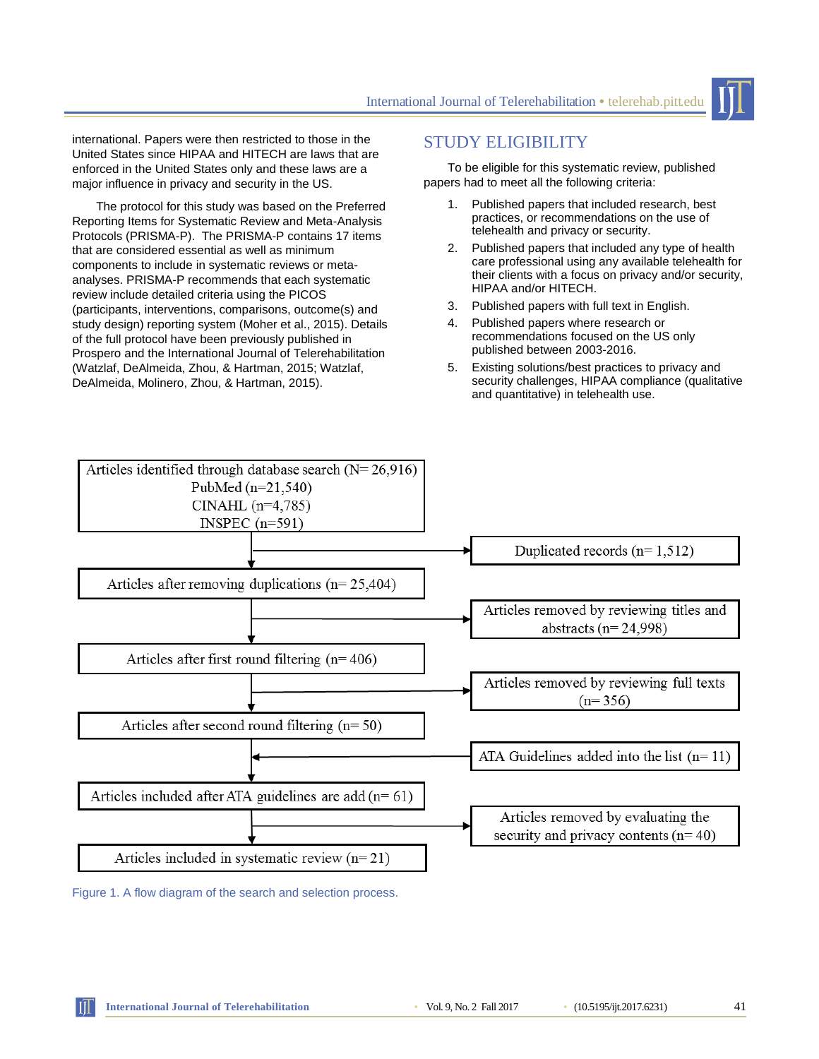international. Papers were then restricted to those in the United States since HIPAA and HITECH are laws that are enforced in the United States only and these laws are a major influence in privacy and security in the US.

The protocol for this study was based on the Preferred Reporting Items for Systematic Review and Meta-Analysis Protocols (PRISMA-P). The PRISMA-P contains 17 items that are considered essential as well as minimum components to include in systematic reviews or meta-analyses. PRISMA-P recommends that each systematic review include detailed criteria using the PICOS (participants, interventions, comparisons, outcome(s) and study design) reporting system (Moher et al., 2015). Details of the full protocol have been previously published in Prospero and the International Journal of Telerehabilitation (Watzlaf, DeAlmeida, Zhou, & Hartman, 2015; Watzlaf, DeAlmeida, Molinero, Zhou, & Hartman, 2015).

## STUDY ELIGIBILITY

To be eligible for this systematic review, published papers had to meet all the following criteria:

1. Published papers that included research, best practices, or recommendations on the use of telehealth and privacy or security.
2. Published papers that included any type of health care professional using any available telehealth for their clients with a focus on privacy and/or security, HIPAA and/or HITECH.
3. Published papers with full text in English.
4. Published papers where research or recommendations focused on the US only published between 2003-2016.
5. Existing solutions/best practices to privacy and security challenges, HIPAA compliance (qualitative and quantitative) in telehealth use.

Articles identified through database search (N= 26,916)
PubMed (n=21,540)
CINAHL (n=4,785)
INSPEC (n=591)

→ Duplicated records (n= 1,512)

Articles after removing duplications (n= 25,404)

→ Articles removed by reviewing titles and abstracts (n= 24,998)

Articles after first round filtering (n= 406)

→ Articles removed by reviewing full texts (n= 356)

Articles after second round filtering (n= 50)

← ATA Guidelines added into the list (n= 11)

Articles included after ATA guidelines are add (n= 61)

→ Articles removed by evaluating the security and privacy contents (n= 40)

Articles included in systematic review (n= 21)

Figure 1. A flow diagram of the search and selection process.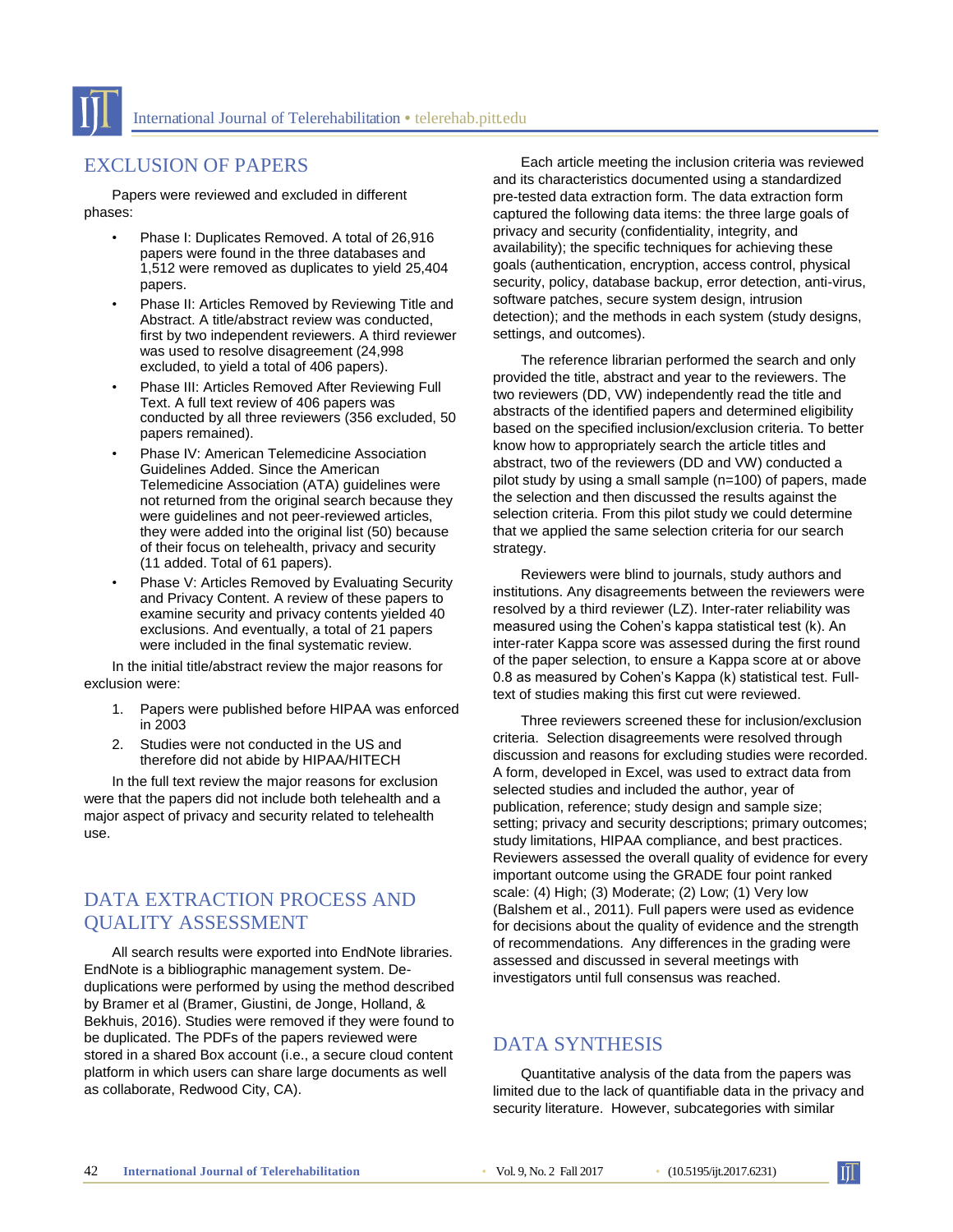## EXCLUSION OF PAPERS

Papers were reviewed and excluded in different phases:

- Phase I: Duplicates Removed. A total of 26,916 papers were found in the three databases and 1,512 were removed as duplicates to yield 25,404 papers.
- Phase II: Articles Removed by Reviewing Title and Abstract. A title/abstract review was conducted, first by two independent reviewers. A third reviewer was used to resolve disagreement (24,998 excluded, to yield a total of 406 papers).
- Phase III: Articles Removed After Reviewing Full Text. A full text review of 406 papers was conducted by all three reviewers (356 excluded, 50 papers remained).
- Phase IV: American Telemedicine Association Guidelines Added. Since the American Telemedicine Association (ATA) guidelines were not returned from the original search because they were guidelines and not peer-reviewed articles, they were added into the original list (50) because of their focus on telehealth, privacy and security (11 added. Total of 61 papers).
- Phase V: Articles Removed by Evaluating Security and Privacy Content. A review of these papers to examine security and privacy contents yielded 40 exclusions. And eventually, a total of 21 papers were included in the final systematic review.

In the initial title/abstract review the major reasons for exclusion were:

1. Papers were published before HIPAA was enforced in 2003
2. Studies were not conducted in the US and therefore did not abide by HIPAA/HITECH

In the full text review the major reasons for exclusion were that the papers did not include both telehealth and a major aspect of privacy and security related to telehealth use.

## DATA EXTRACTION PROCESS AND QUALITY ASSESSMENT

All search results were exported into EndNote libraries. EndNote is a bibliographic management system. De-duplications were performed by using the method described by Bramer et al (Bramer, Giustini, de Jonge, Holland, & Bekhuis, 2016). Studies were removed if they were found to be duplicated. The PDFs of the papers reviewed were stored in a shared Box account (i.e., a secure cloud content platform in which users can share large documents as well as collaborate, Redwood City, CA).

Each article meeting the inclusion criteria was reviewed and its characteristics documented using a standardized pre-tested data extraction form. The data extraction form captured the following data items: the three large goals of privacy and security (confidentiality, integrity, and availability); the specific techniques for achieving these goals (authentication, encryption, access control, physical security, policy, database backup, error detection, anti-virus, software patches, secure system design, intrusion detection); and the methods in each system (study designs, settings, and outcomes).

The reference librarian performed the search and only provided the title, abstract and year to the reviewers. The two reviewers (DD, VW) independently read the title and abstracts of the identified papers and determined eligibility based on the specified inclusion/exclusion criteria. To better know how to appropriately search the article titles and abstract, two of the reviewers (DD and VW) conducted a pilot study by using a small sample (n=100) of papers, made the selection and then discussed the results against the selection criteria. From this pilot study we could determine that we applied the same selection criteria for our search strategy.

Reviewers were blind to journals, study authors and institutions. Any disagreements between the reviewers were resolved by a third reviewer (LZ). Inter-rater reliability was measured using the Cohen's kappa statistical test (k). An inter-rater Kappa score was assessed during the first round of the paper selection, to ensure a Kappa score at or above 0.8 as measured by Cohen's Kappa (k) statistical test. Full-text of studies making this first cut were reviewed.

Three reviewers screened these for inclusion/exclusion criteria. Selection disagreements were resolved through discussion and reasons for excluding studies were recorded. A form, developed in Excel, was used to extract data from selected studies and included the author, year of publication, reference; study design and sample size; setting; privacy and security descriptions; primary outcomes; study limitations, HIPAA compliance, and best practices. Reviewers assessed the overall quality of evidence for every important outcome using the GRADE four point ranked scale: (4) High; (3) Moderate; (2) Low; (1) Very low (Balshem et al., 2011). Full papers were used as evidence for decisions about the quality of evidence and the strength of recommendations. Any differences in the grading were assessed and discussed in several meetings with investigators until full consensus was reached.

## DATA SYNTHESIS

Quantitative analysis of the data from the papers was limited due to the lack of quantifiable data in the privacy and security literature. However, subcategories with similar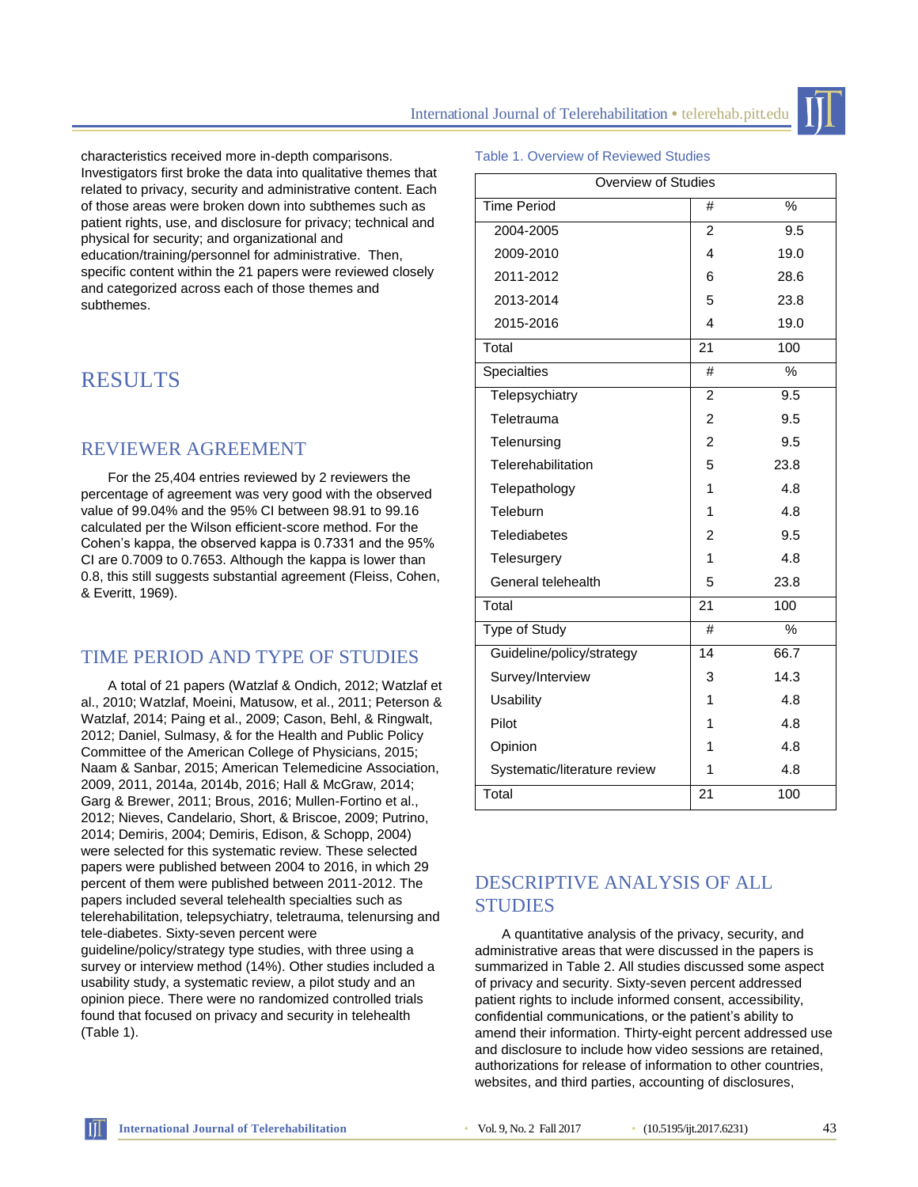characteristics received more in-depth comparisons. Investigators first broke the data into qualitative themes that related to privacy, security and administrative content. Each of those areas were broken down into subthemes such as patient rights, use, and disclosure for privacy; technical and physical for security; and organizational and education/training/personnel for administrative. Then, specific content within the 21 papers were reviewed closely and categorized across each of those themes and subthemes.

# RESULTS

## REVIEWER AGREEMENT

For the 25,404 entries reviewed by 2 reviewers the percentage of agreement was very good with the observed value of 99.04% and the 95% CI between 98.91 to 99.16 calculated per the Wilson efficient-score method. For the Cohen's kappa, the observed kappa is 0.7331 and the 95% CI are 0.7009 to 0.7653. Although the kappa is lower than 0.8, this still suggests substantial agreement (Fleiss, Cohen, & Everitt, 1969).

## TIME PERIOD AND TYPE OF STUDIES

A total of 21 papers (Watzlaf & Ondich, 2012; Watzlaf et al., 2010; Watzlaf, Moeini, Matusow, et al., 2011; Peterson & Watzlaf, 2014; Paing et al., 2009; Cason, Behl, & Ringwalt, 2012; Daniel, Sulmasy, & for the Health and Public Policy Committee of the American College of Physicians, 2015; Naam & Sanbar, 2015; American Telemedicine Association, 2009, 2011, 2014a, 2014b, 2016; Hall & McGraw, 2014; Garg & Brewer, 2011; Brous, 2016; Mullen-Fortino et al., 2012; Nieves, Candelario, Short, & Briscoe, 2009; Putrino, 2014; Demiris, 2004; Demiris, Edison, & Schopp, 2004) were selected for this systematic review. These selected papers were published between 2004 to 2016, in which 29 percent of them were published between 2011-2012. The papers included several telehealth specialties such as telerehabilitation, telepsychiatry, teletrauma, telenursing and tele-diabetes. Sixty-seven percent were guideline/policy/strategy type studies, with three using a survey or interview method (14%). Other studies included a usability study, a systematic review, a pilot study and an opinion piece. There were no randomized controlled trials found that focused on privacy and security in telehealth (Table 1).

Table 1. Overview of Reviewed Studies

| Overview of Studies | | |
|---|---|---|
| Time Period | # | % |
| 2004-2005 | 2 | 9.5 |
| 2009-2010 | 4 | 19.0 |
| 2011-2012 | 6 | 28.6 |
| 2013-2014 | 5 | 23.8 |
| 2015-2016 | 4 | 19.0 |
| Total | 21 | 100 |
| Specialties | # | % |
| Telepsychiatry | 2 | 9.5 |
| Teletrauma | 2 | 9.5 |
| Telenursing | 2 | 9.5 |
| Telerehabilitation | 5 | 23.8 |
| Telepathology | 1 | 4.8 |
| Teleburn | 1 | 4.8 |
| Telediabetes | 2 | 9.5 |
| Telesurgery | 1 | 4.8 |
| General telehealth | 5 | 23.8 |
| Total | 21 | 100 |
| Type of Study | # | % |
| Guideline/policy/strategy | 14 | 66.7 |
| Survey/Interview | 3 | 14.3 |
| Usability | 1 | 4.8 |
| Pilot | 1 | 4.8 |
| Opinion | 1 | 4.8 |
| Systematic/literature review | 1 | 4.8 |
| Total | 21 | 100 |

## DESCRIPTIVE ANALYSIS OF ALL STUDIES

A quantitative analysis of the privacy, security, and administrative areas that were discussed in the papers is summarized in Table 2. All studies discussed some aspect of privacy and security. Sixty-seven percent addressed patient rights to include informed consent, accessibility, confidential communications, or the patient's ability to amend their information. Thirty-eight percent addressed use and disclosure to include how video sessions are retained, authorizations for release of information to other countries, websites, and third parties, accounting of disclosures,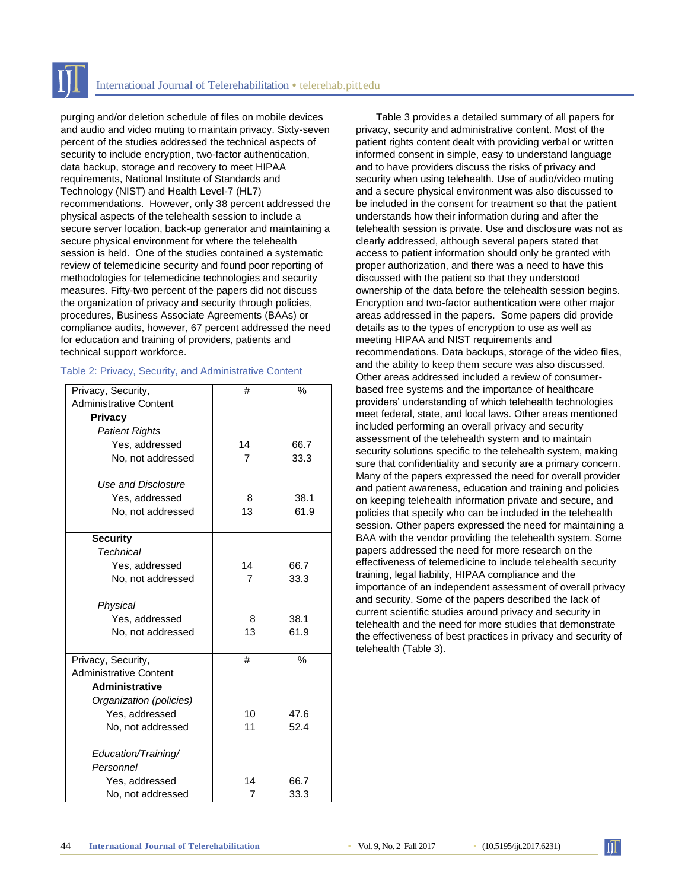purging and/or deletion schedule of files on mobile devices and audio and video muting to maintain privacy. Sixty-seven percent of the studies addressed the technical aspects of security to include encryption, two-factor authentication, data backup, storage and recovery to meet HIPAA requirements, National Institute of Standards and Technology (NIST) and Health Level-7 (HL7) recommendations. However, only 38 percent addressed the physical aspects of the telehealth session to include a secure server location, back-up generator and maintaining a secure physical environment for where the telehealth session is held. One of the studies contained a systematic review of telemedicine security and found poor reporting of methodologies for telemedicine technologies and security measures. Fifty-two percent of the papers did not discuss the organization of privacy and security through policies, procedures, Business Associate Agreements (BAAs) or compliance audits, however, 67 percent addressed the need for education and training of providers, patients and technical support workforce.

Table 2: Privacy, Security, and Administrative Content

| Privacy, Security, Administrative Content | # | % |
|---|---|---|
| **Privacy** | | |
| *Patient Rights* | | |
| Yes, addressed | 14 | 66.7 |
| No, not addressed | 7 | 33.3 |
| *Use and Disclosure* | | |
| Yes, addressed | 8 | 38.1 |
| No, not addressed | 13 | 61.9 |
| **Security** | | |
| *Technical* | | |
| Yes, addressed | 14 | 66.7 |
| No, not addressed | 7 | 33.3 |
| *Physical* | | |
| Yes, addressed | 8 | 38.1 |
| No, not addressed | 13 | 61.9 |
| **Administrative** | | |
| *Organization (policies)* | | |
| Yes, addressed | 10 | 47.6 |
| No, not addressed | 11 | 52.4 |
| *Education/Training/ Personnel* | | |
| Yes, addressed | 14 | 66.7 |
| No, not addressed | 7 | 33.3 |

Table 3 provides a detailed summary of all papers for privacy, security and administrative content. Most of the patient rights content dealt with providing verbal or written informed consent in simple, easy to understand language and to have providers discuss the risks of privacy and security when using telehealth. Use of audio/video muting and a secure physical environment was also discussed to be included in the consent for treatment so that the patient understands how their information during and after the telehealth session is private. Use and disclosure was not as clearly addressed, although several papers stated that access to patient information should only be granted with proper authorization, and there was a need to have this discussed with the patient so that they understood ownership of the data before the telehealth session begins. Encryption and two-factor authentication were other major areas addressed in the papers. Some papers did provide details as to the types of encryption to use as well as meeting HIPAA and NIST requirements and recommendations. Data backups, storage of the video files, and the ability to keep them secure was also discussed. Other areas addressed included a review of consumer-based free systems and the importance of healthcare providers' understanding of which telehealth technologies meet federal, state, and local laws. Other areas mentioned included performing an overall privacy and security assessment of the telehealth system and to maintain security solutions specific to the telehealth system, making sure that confidentiality and security are a primary concern. Many of the papers expressed the need for overall provider and patient awareness, education and training and policies on keeping telehealth information private and secure, and policies that specify who can be included in the telehealth session. Other papers expressed the need for maintaining a BAA with the vendor providing the telehealth system. Some papers addressed the need for more research on the effectiveness of telemedicine to include telehealth security training, legal liability, HIPAA compliance and the importance of an independent assessment of overall privacy and security. Some of the papers described the lack of current scientific studies around privacy and security in telehealth and the need for more studies that demonstrate the effectiveness of best practices in privacy and security of telehealth (Table 3).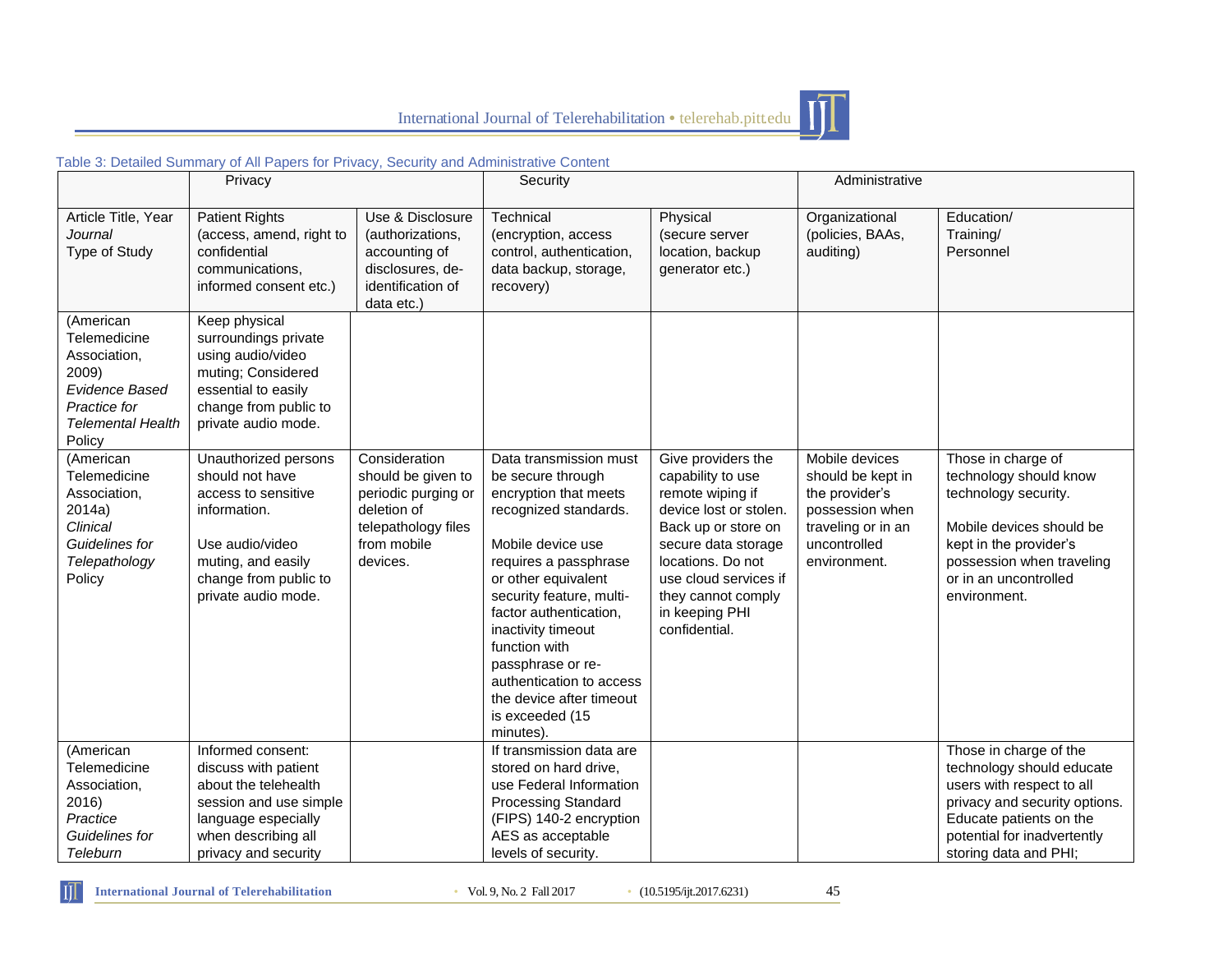Table 3: Detailed Summary of All Papers for Privacy, Security and Administrative Content

| | Privacy | | Security | | Administrative | |
|---|---|---|---|---|---|---|
| Article Title, Year *Journal* Type of Study | Patient Rights (access, amend, right to confidential communications, informed consent etc.) | Use & Disclosure (authorizations, accounting of disclosures, de-identification of data etc.) | Technical (encryption, access control, authentication, data backup, storage, recovery) | Physical (secure server location, backup generator etc.) | Organizational (policies, BAAs, auditing) | Education/ Training/ Personnel |
| (American Telemedicine Association, 2009) *Evidence Based Practice for Telemental Health* Policy | Keep physical surroundings private using audio/video muting; Considered essential to easily change from public to private audio mode. | | | | | |
| (American Telemedicine Association, 2014a) *Clinical Guidelines for Telepathology* Policy | Unauthorized persons should not have access to sensitive information.<br><br>Use audio/video muting, and easily change from public to private audio mode. | Consideration should be given to periodic purging or deletion of telepathology files from mobile devices. | Data transmission must be secure through encryption that meets recognized standards.<br><br>Mobile device use requires a passphrase or other equivalent security feature, multi-factor authentication, inactivity timeout function with passphrase or re-authentication to access the device after timeout is exceeded (15 minutes). | Give providers the capability to use remote wiping if device lost or stolen. Back up or store on secure data storage locations. Do not use cloud services if they cannot comply in keeping PHI confidential. | Mobile devices should be kept in the provider's possession when traveling or in an uncontrolled environment. | Those in charge of technology should know technology security.<br><br>Mobile devices should be kept in the provider's possession when traveling or in an uncontrolled environment. |
| (American Telemedicine Association, 2016) *Practice Guidelines for Teleburn* | Informed consent: discuss with patient about the telehealth session and use simple language especially when describing all privacy and security | | If transmission data are stored on hard drive, use Federal Information Processing Standard (FIPS) 140-2 encryption AES as acceptable levels of security. | | | Those in charge of the technology should educate users with respect to all privacy and security options. Educate patients on the potential for inadvertently storing data and PHI; |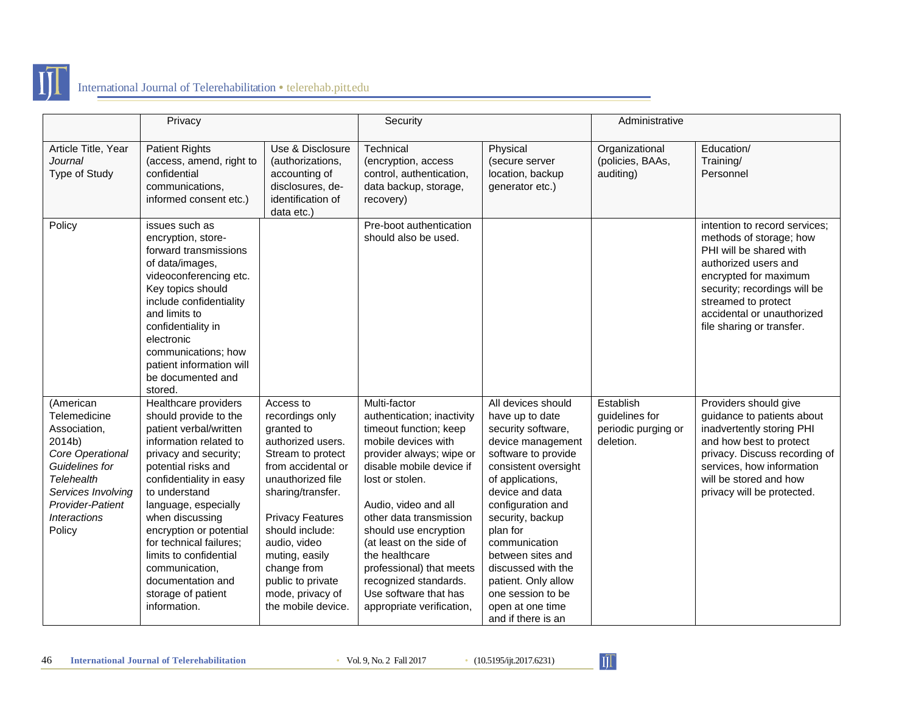| | Privacy | | Security | | Administrative | |
|---|---|---|---|---|---|---|
| Article Title, Year *Journal* Type of Study | Patient Rights (access, amend, right to confidential communications, informed consent etc.) | Use & Disclosure (authorizations, accounting of disclosures, de-identification of data etc.) | Technical (encryption, access control, authentication, data backup, storage, recovery) | Physical (secure server location, backup generator etc.) | Organizational (policies, BAAs, auditing) | Education/ Training/ Personnel |
| Policy | issues such as encryption, store-forward transmissions of data/images, videoconferencing etc. Key topics should include confidentiality and limits to confidentiality in electronic communications; how patient information will be documented and stored. | | Pre-boot authentication should also be used. | | | intention to record services; methods of storage; how PHI will be shared with authorized users and encrypted for maximum security; recordings will be streamed to protect accidental or unauthorized file sharing or transfer. |
| (American Telemedicine Association, 2014b) *Core Operational Guidelines for Telehealth Services Involving Provider-Patient Interactions* Policy | Healthcare providers should provide to the patient verbal/written information related to privacy and security; potential risks and confidentiality in easy to understand language, especially when discussing encryption or potential for technical failures; limits to confidential communication, documentation and storage of patient information. | Access to recordings only granted to authorized users. Stream to protect from accidental or unauthorized file sharing/transfer.<br><br>Privacy Features should include: audio, video muting, easily change from public to private mode, privacy of the mobile device. | Multi-factor authentication; inactivity timeout function; keep mobile devices with provider always; wipe or disable mobile device if lost or stolen.<br><br>Audio, video and all other data transmission should use encryption (at least on the side of the healthcare professional) that meets recognized standards. Use software that has appropriate verification, | All devices should have up to date security software, device management software to provide consistent oversight of applications, device and data configuration and security, backup plan for communication between sites and discussed with the patient. Only allow one session to be open at one time and if there is an | Establish guidelines for periodic purging or deletion. | Providers should give guidance to patients about inadvertently storing PHI and how best to protect privacy. Discuss recording of services, how information will be stored and how privacy will be protected. |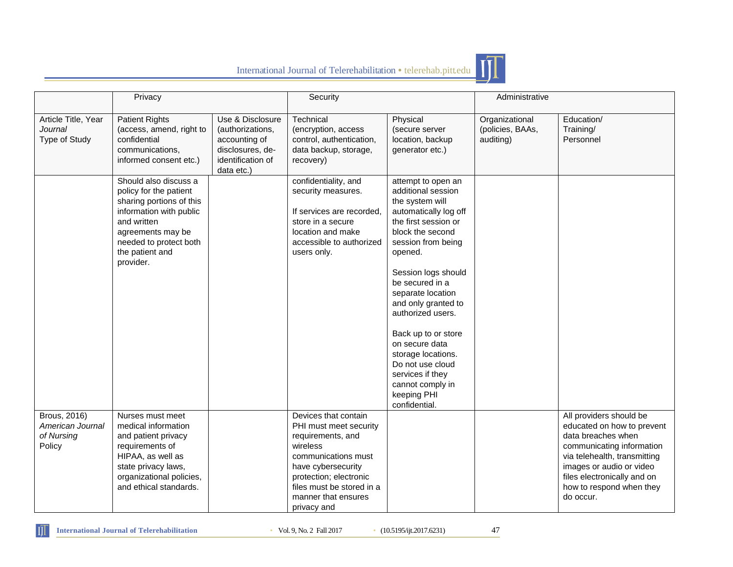| | Privacy | | Security | | Administrative | |
|---|---|---|---|---|---|---|
| Article Title, Year *Journal* Type of Study | Patient Rights (access, amend, right to confidential communications, informed consent etc.) | Use & Disclosure (authorizations, accounting of disclosures, de-identification of data etc.) | Technical (encryption, access control, authentication, data backup, storage, recovery) | Physical (secure server location, backup generator etc.) | Organizational (policies, BAAs, auditing) | Education/ Training/ Personnel |
| | Should also discuss a policy for the patient sharing portions of this information with public and written agreements may be needed to protect both the patient and provider. | | confidentiality, and security measures.<br><br>If services are recorded, store in a secure location and make accessible to authorized users only. | attempt to open an additional session the system will automatically log off the first session or block the second session from being opened.<br><br>Session logs should be secured in a separate location and only granted to authorized users.<br><br>Back up to or store on secure data storage locations. Do not use cloud services if they cannot comply in keeping PHI confidential. | | |
| Brous, 2016) *American Journal of Nursing* Policy | Nurses must meet medical information and patient privacy requirements of HIPAA, as well as state privacy laws, organizational policies, and ethical standards. | | Devices that contain PHI must meet security requirements, and wireless communications must have cybersecurity protection; electronic files must be stored in a manner that ensures privacy and | | | All providers should be educated on how to prevent data breaches when communicating information via telehealth, transmitting images or audio or video files electronically and on how to respond when they do occur. |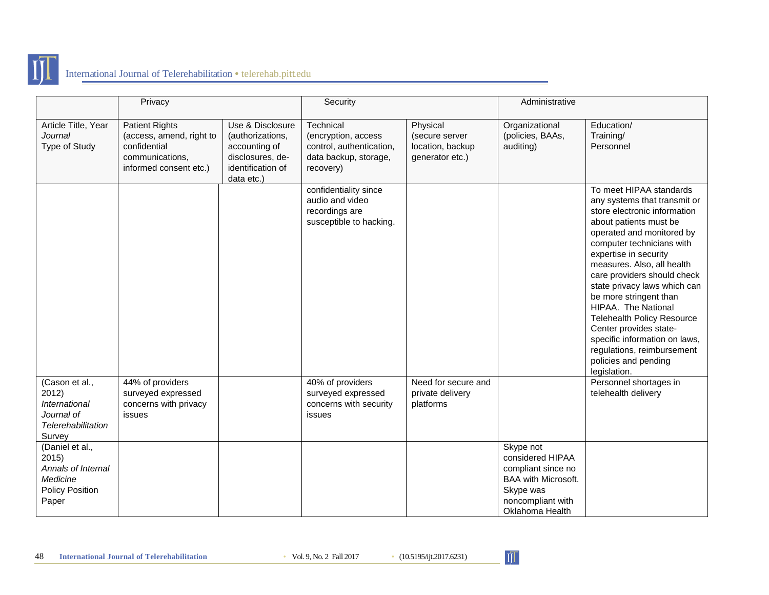| | Privacy | | Security | | Administrative | |
|---|---|---|---|---|---|---|
| Article Title, Year *Journal* Type of Study | Patient Rights (access, amend, right to confidential communications, informed consent etc.) | Use & Disclosure (authorizations, accounting of disclosures, de-identification of data etc.) | Technical (encryption, access control, authentication, data backup, storage, recovery) | Physical (secure server location, backup generator etc.) | Organizational (policies, BAAs, auditing) | Education/ Training/ Personnel |
| | | | confidentiality since audio and video recordings are susceptible to hacking. | | | To meet HIPAA standards any systems that transmit or store electronic information about patients must be operated and monitored by computer technicians with expertise in security measures. Also, all health care providers should check state privacy laws which can be more stringent than HIPAA. The National Telehealth Policy Resource Center provides state-specific information on laws, regulations, reimbursement policies and pending legislation. |
| (Cason et al., 2012) *International Journal of Telerehabilitation* Survey | 44% of providers surveyed expressed concerns with privacy issues | | 40% of providers surveyed expressed concerns with security issues | Need for secure and private delivery platforms | | Personnel shortages in telehealth delivery |
| (Daniel et al., 2015) *Annals of Internal Medicine* Policy Position Paper | | | | | Skype not considered HIPAA compliant since no BAA with Microsoft. Skype was noncompliant with Oklahoma Health | |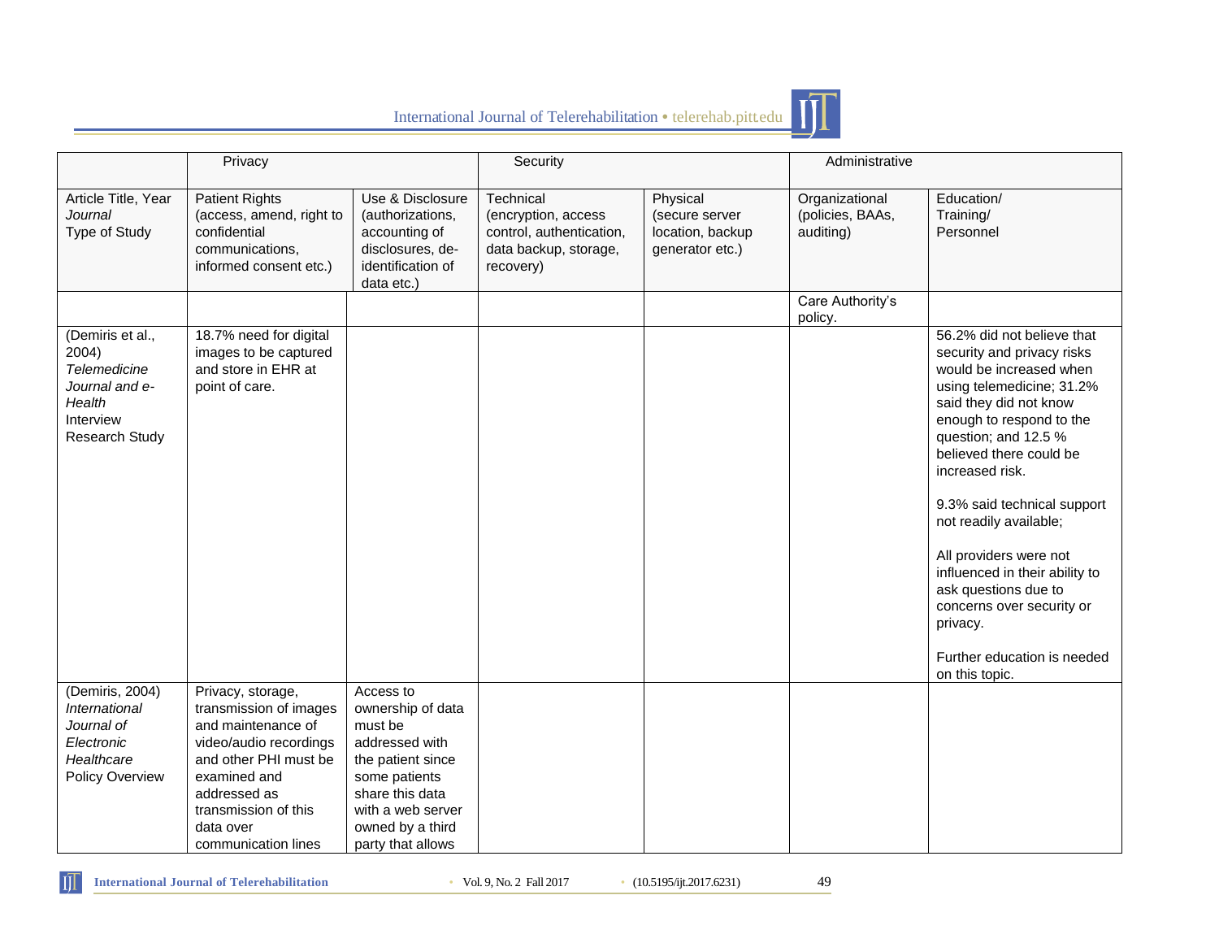| | Privacy | | Security | | Administrative | |
|---|---|---|---|---|---|---|
| Article Title, Year *Journal* Type of Study | Patient Rights (access, amend, right to confidential communications, informed consent etc.) | Use & Disclosure (authorizations, accounting of disclosures, de-identification of data etc.) | Technical (encryption, access control, authentication, data backup, storage, recovery) | Physical (secure server location, backup generator etc.) | Organizational (policies, BAAs, auditing) | Education/ Training/ Personnel |
| | | | | | Care Authority's policy. | |
| (Demiris et al., 2004) *Telemedicine Journal and e-Health* Interview Research Study | 18.7% need for digital images to be captured and store in EHR at point of care. | | | | | 56.2% did not believe that security and privacy risks would be increased when using telemedicine; 31.2% said they did not know enough to respond to the question; and 12.5 % believed there could be increased risk.<br><br>9.3% said technical support not readily available;<br><br>All providers were not influenced in their ability to ask questions due to concerns over security or privacy.<br><br>Further education is needed on this topic. |
| (Demiris, 2004) *International Journal of Electronic Healthcare* Policy Overview | Privacy, storage, transmission of images and maintenance of video/audio recordings and other PHI must be examined and addressed as transmission of this data over communication lines | Access to ownership of data must be addressed with the patient since some patients share this data with a web server owned by a third party that allows | | | | |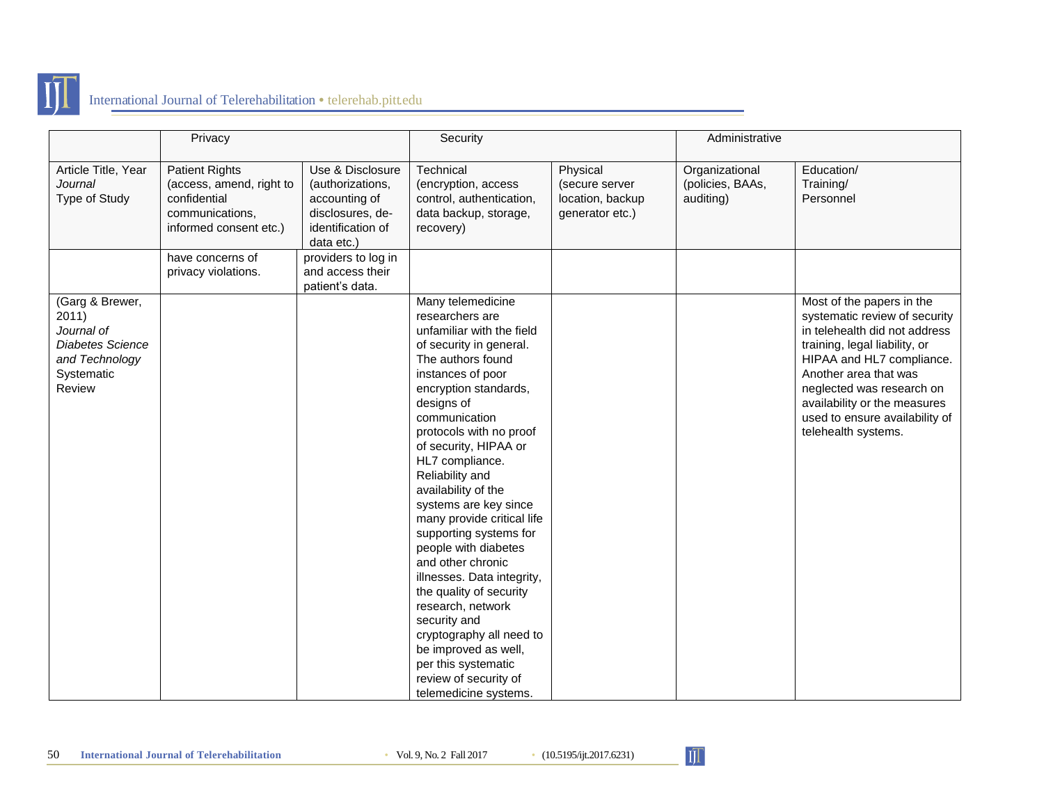| | Privacy | | Security | | Administrative | |
|---|---|---|---|---|---|---|
| Article Title, Year *Journal* Type of Study | Patient Rights (access, amend, right to confidential communications, informed consent etc.) | Use & Disclosure (authorizations, accounting of disclosures, de-identification of data etc.) | Technical (encryption, access control, authentication, data backup, storage, recovery) | Physical (secure server location, backup generator etc.) | Organizational (policies, BAAs, auditing) | Education/ Training/ Personnel |
| | have concerns of privacy violations. | providers to log in and access their patient's data. | | | | |
| (Garg & Brewer, 2011) *Journal of Diabetes Science and Technology* Systematic Review | | | Many telemedicine researchers are unfamiliar with the field of security in general. The authors found instances of poor encryption standards, designs of communication protocols with no proof of security, HIPAA or HL7 compliance. Reliability and availability of the systems are key since many provide critical life supporting systems for people with diabetes and other chronic illnesses. Data integrity, the quality of security research, network security and cryptography all need to be improved as well, per this systematic review of security of telemedicine systems. | | | Most of the papers in the systematic review of security in telehealth did not address training, legal liability, or HIPAA and HL7 compliance. Another area that was neglected was research on availability or the measures used to ensure availability of telehealth systems. |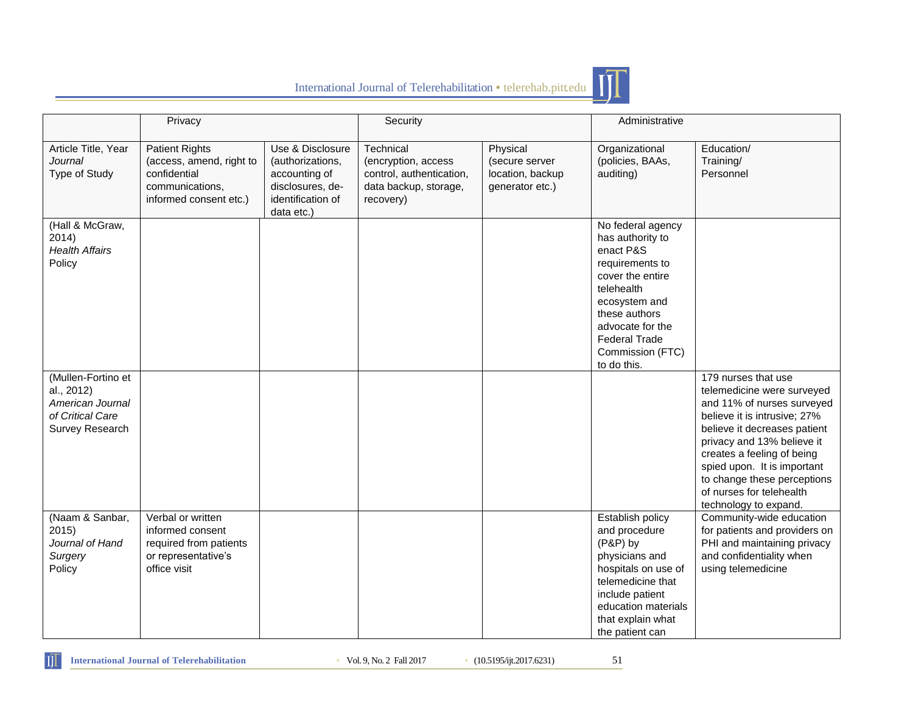| | Privacy | | Security | | Administrative | |
|---|---|---|---|---|---|---|
| Article Title, Year *Journal* Type of Study | Patient Rights (access, amend, right to confidential communications, informed consent etc.) | Use & Disclosure (authorizations, accounting of disclosures, de-identification of data etc.) | Technical (encryption, access control, authentication, data backup, storage, recovery) | Physical (secure server location, backup generator etc.) | Organizational (policies, BAAs, auditing) | Education/ Training/ Personnel |
| (Hall & McGraw, 2014) *Health Affairs* Policy | | | | | No federal agency has authority to enact P&S requirements to cover the entire telehealth ecosystem and these authors advocate for the Federal Trade Commission (FTC) to do this. | |
| (Mullen-Fortino et al., 2012) *American Journal of Critical Care* Survey Research | | | | | | 179 nurses that use telemedicine were surveyed and 11% of nurses surveyed believe it is intrusive; 27% believe it decreases patient privacy and 13% believe it creates a feeling of being spied upon. It is important to change these perceptions of nurses for telehealth technology to expand. |
| (Naam & Sanbar, 2015) *Journal of Hand Surgery* Policy | Verbal or written informed consent required from patients or representative's office visit | | | | Establish policy and procedure (P&P) by physicians and hospitals on use of telemedicine that include patient education materials that explain what the patient can | Community-wide education for patients and providers on PHI and maintaining privacy and confidentiality when using telemedicine |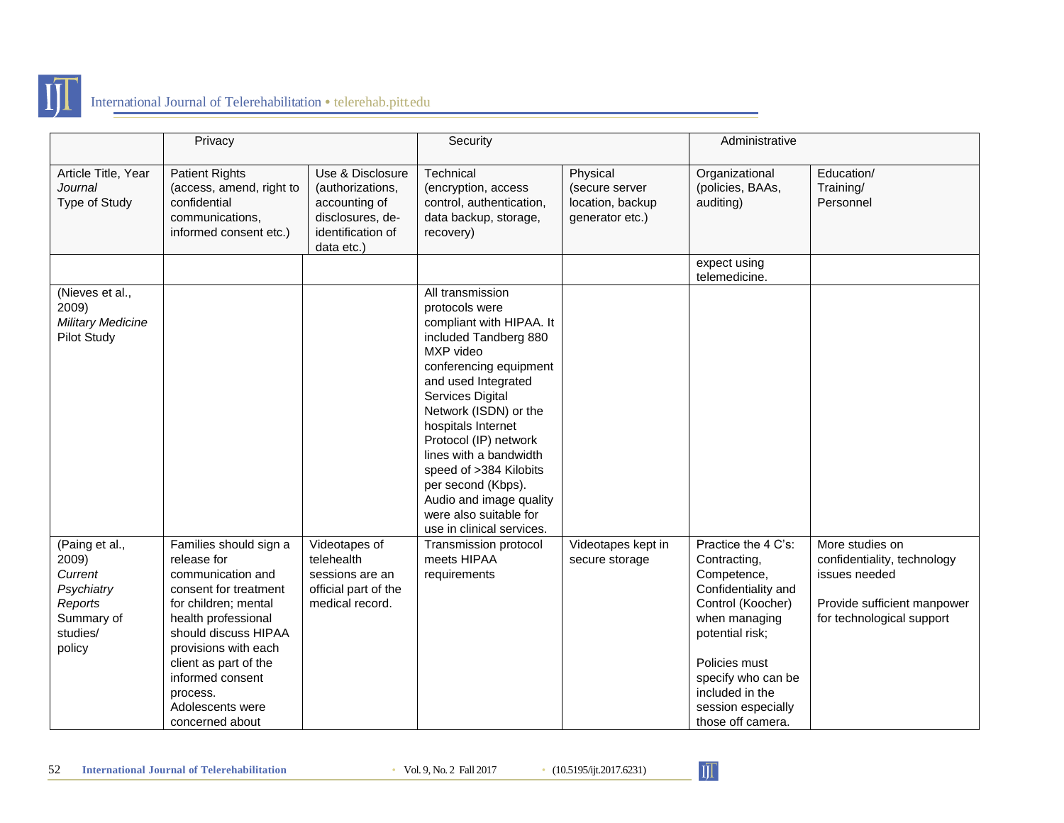| | Privacy | | Security | | Administrative | |
|---|---|---|---|---|---|---|
| Article Title, Year *Journal* Type of Study | Patient Rights (access, amend, right to confidential communications, informed consent etc.) | Use & Disclosure (authorizations, accounting of disclosures, de-identification of data etc.) | Technical (encryption, access control, authentication, data backup, storage, recovery) | Physical (secure server location, backup generator etc.) | Organizational (policies, BAAs, auditing) | Education/ Training/ Personnel |
| | | | | | expect using telemedicine. | |
| (Nieves et al., 2009) *Military Medicine* Pilot Study | | | All transmission protocols were compliant with HIPAA. It included Tandberg 880 MXP video conferencing equipment and used Integrated Services Digital Network (ISDN) or the hospitals Internet Protocol (IP) network lines with a bandwidth speed of >384 Kilobits per second (Kbps). Audio and image quality were also suitable for use in clinical services. | | | |
| (Paing et al., 2009) *Current Psychiatry Reports* Summary of studies/ policy | Families should sign a release for communication and consent for treatment for children; mental health professional should discuss HIPAA provisions with each client as part of the informed consent process. Adolescents were concerned about | Videotapes of telehealth sessions are an official part of the medical record. | Transmission protocol meets HIPAA requirements | Videotapes kept in secure storage | Practice the 4 C's: Contracting, Competence, Confidentiality and Control (Koocher) when managing potential risk; Policies must specify who can be included in the session especially those off camera. | More studies on confidentiality, technology issues needed Provide sufficient manpower for technological support |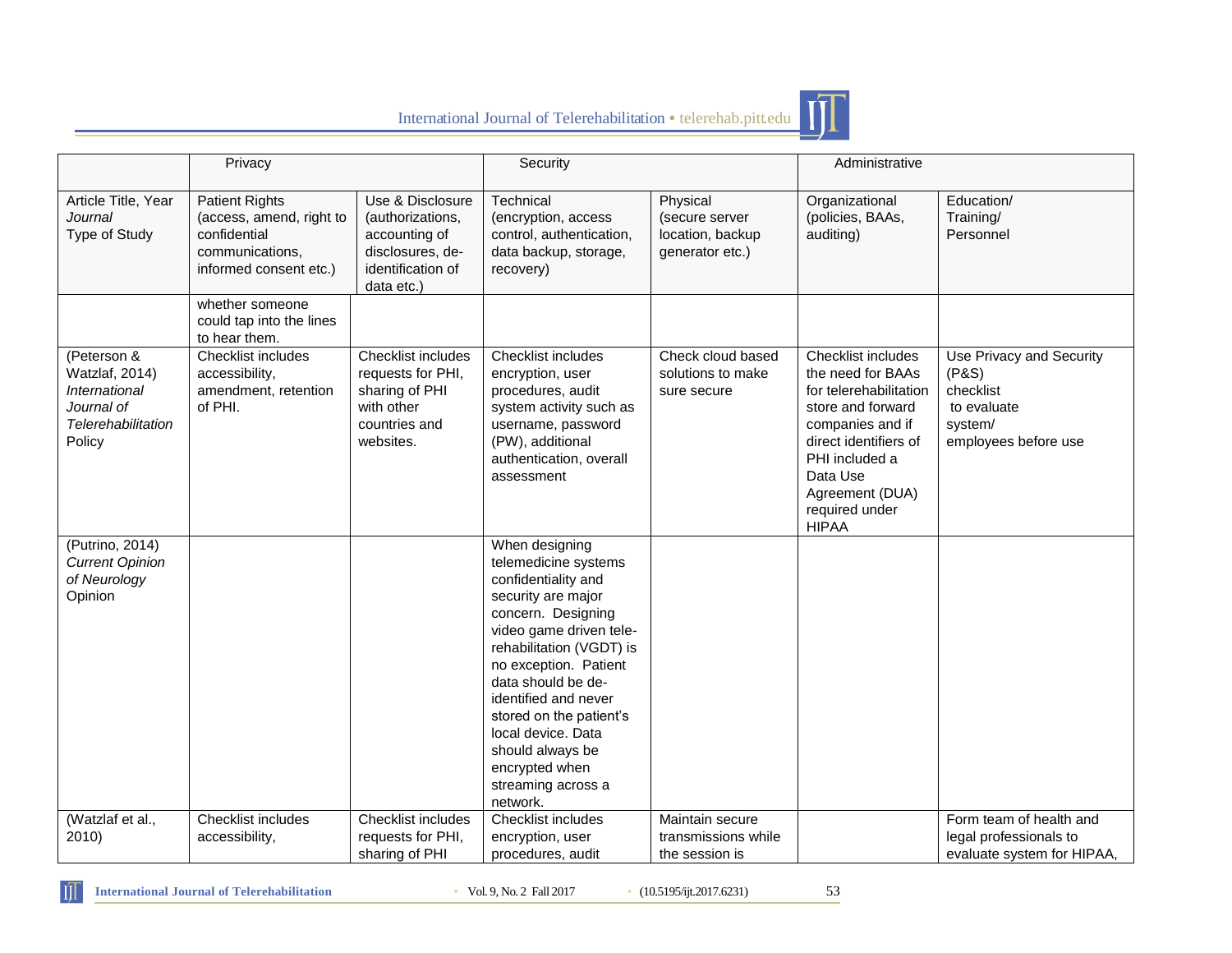| | Privacy | | Security | | Administrative | |
|---|---|---|---|---|---|---|
| Article Title, Year *Journal* Type of Study | Patient Rights (access, amend, right to confidential communications, informed consent etc.) | Use & Disclosure (authorizations, accounting of disclosures, de-identification of data etc.) | Technical (encryption, access control, authentication, data backup, storage, recovery) | Physical (secure server location, backup generator etc.) | Organizational (policies, BAAs, auditing) | Education/ Training/ Personnel |
| | whether someone could tap into the lines to hear them. | | | | | |
| (Peterson & Watzlaf, 2014) *International Journal of Telerehabilitation* Policy | Checklist includes accessibility, amendment, retention of PHI. | Checklist includes requests for PHI, sharing of PHI with other countries and websites. | Checklist includes encryption, user procedures, audit system activity such as username, password (PW), additional authentication, overall assessment | Check cloud based solutions to make sure secure | Checklist includes the need for BAAs for telerehabilitation store and forward companies and if direct identifiers of PHI included a Data Use Agreement (DUA) required under HIPAA | Use Privacy and Security (P&S) checklist to evaluate system/ employees before use |
| (Putrino, 2014) *Current Opinion of Neurology* Opinion | | | When designing telemedicine systems confidentiality and security are major concern. Designing video game driven tele-rehabilitation (VGDT) is no exception. Patient data should be de-identified and never stored on the patient's local device. Data should always be encrypted when streaming across a network. | | | |
| (Watzlaf et al., 2010) | Checklist includes accessibility, | Checklist includes requests for PHI, sharing of PHI | Checklist includes encryption, user procedures, audit | Maintain secure transmissions while the session is | | Form team of health and legal professionals to evaluate system for HIPAA, |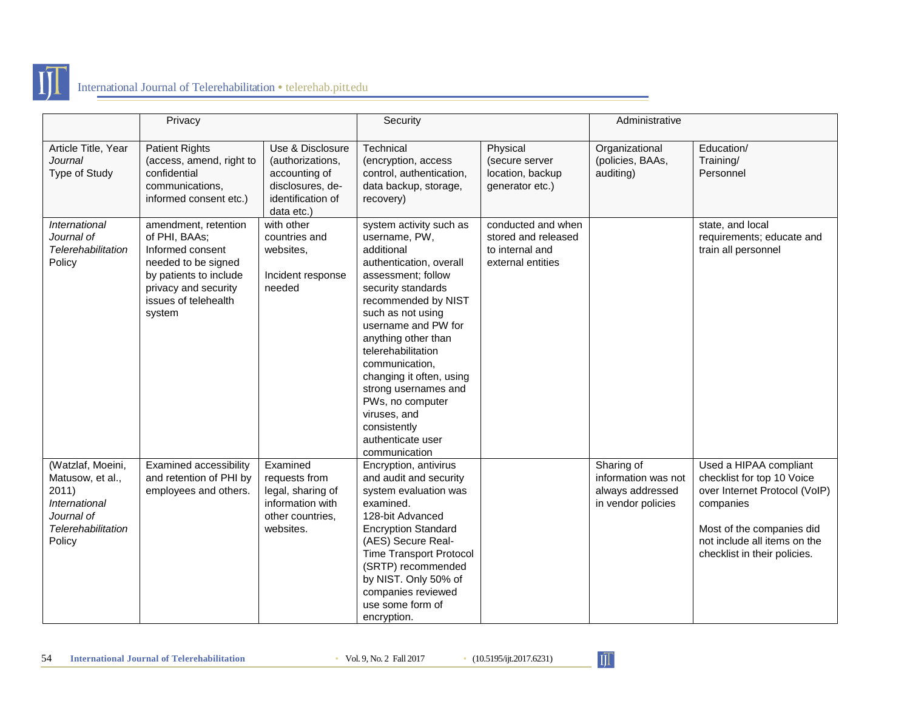| | Privacy | | Security | | Administrative | |
|---|---|---|---|---|---|---|
| Article Title, Year *Journal* Type of Study | Patient Rights (access, amend, right to confidential communications, informed consent etc.) | Use & Disclosure (authorizations, accounting of disclosures, de-identification of data etc.) | Technical (encryption, access control, authentication, data backup, storage, recovery) | Physical (secure server location, backup generator etc.) | Organizational (policies, BAAs, auditing) | Education/ Training/ Personnel |
| *International Journal of Telerehabilitation* Policy | amendment, retention of PHI, BAAs; Informed consent needed to be signed by patients to include privacy and security issues of telehealth system | with other countries and websites, Incident response needed | system activity such as username, PW, additional authentication, overall assessment; follow security standards recommended by NIST such as not using username and PW for anything other than telerehabilitation communication, changing it often, using strong usernames and PWs, no computer viruses, and consistently authenticate user communication | conducted and when stored and released to internal and external entities | | state, and local requirements; educate and train all personnel |
| (Watzlaf, Moeini, Matusow, et al., 2011) *International Journal of Telerehabilitation* Policy | Examined accessibility and retention of PHI by employees and others. | Examined requests from legal, sharing of information with other countries, websites. | Encryption, antivirus and audit and security system evaluation was examined. 128-bit Advanced Encryption Standard (AES) Secure Real-Time Transport Protocol (SRTP) recommended by NIST. Only 50% of companies reviewed use some form of encryption. | | Sharing of information was not always addressed in vendor policies | Used a HIPAA compliant checklist for top 10 Voice over Internet Protocol (VoIP) companies<br><br>Most of the companies did not include all items on the checklist in their policies. |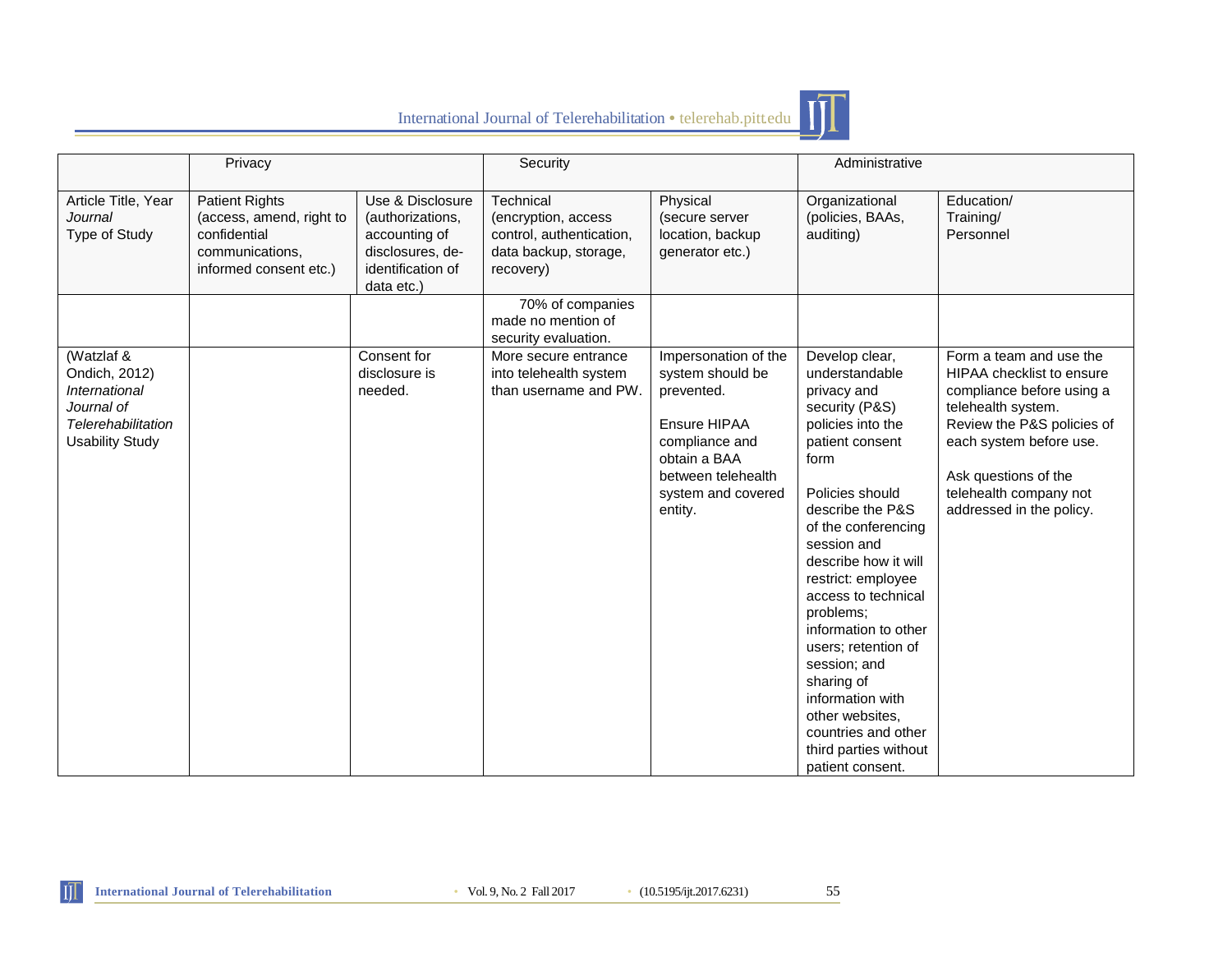| | Privacy | | Security | | Administrative | |
|---|---|---|---|---|---|---|
| Article Title, Year *Journal* Type of Study | Patient Rights (access, amend, right to confidential communications, informed consent etc.) | Use & Disclosure (authorizations, accounting of disclosures, de-identification of data etc.) | Technical (encryption, access control, authentication, data backup, storage, recovery) | Physical (secure server location, backup generator etc.) | Organizational (policies, BAAs, auditing) | Education/ Training/ Personnel |
| | | | 70% of companies made no mention of security evaluation. | | | |
| (Watzlaf & Ondich, 2012) *International Journal of Telerehabilitation* Usability Study | | Consent for disclosure is needed. | More secure entrance into telehealth system than username and PW. | Impersonation of the system should be prevented.<br><br>Ensure HIPAA compliance and obtain a BAA between telehealth system and covered entity. | Develop clear, understandable privacy and security (P&S) policies into the patient consent form<br><br>Policies should describe the P&S of the conferencing session and describe how it will restrict: employee access to technical problems; information to other users; retention of session; and sharing of information with other websites, countries and other third parties without patient consent. | Form a team and use the HIPAA checklist to ensure compliance before using a telehealth system. Review the P&S policies of each system before use.<br><br>Ask questions of the telehealth company not addressed in the policy. |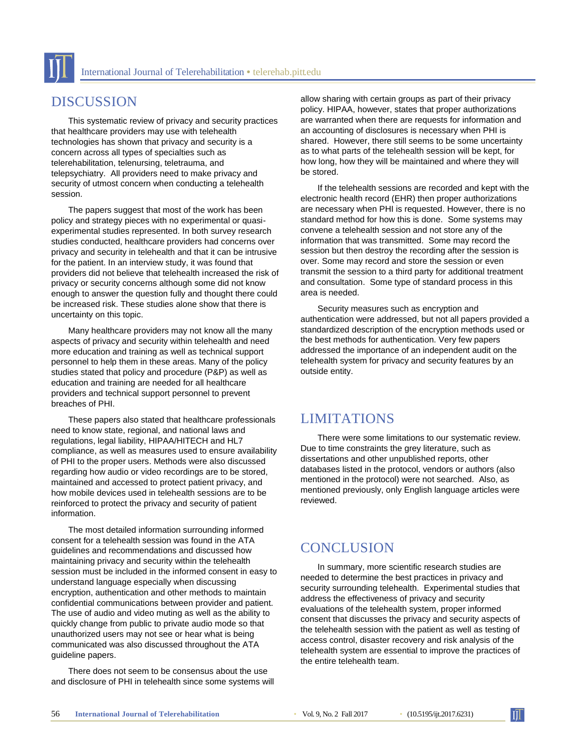# DISCUSSION

This systematic review of privacy and security practices that healthcare providers may use with telehealth technologies has shown that privacy and security is a concern across all types of specialties such as telerehabilitation, telenursing, teletrauma, and telepsychiatry. All providers need to make privacy and security of utmost concern when conducting a telehealth session.

The papers suggest that most of the work has been policy and strategy pieces with no experimental or quasi-experimental studies represented. In both survey research studies conducted, healthcare providers had concerns over privacy and security in telehealth and that it can be intrusive for the patient. In an interview study, it was found that providers did not believe that telehealth increased the risk of privacy or security concerns although some did not know enough to answer the question fully and thought there could be increased risk. These studies alone show that there is uncertainty on this topic.

Many healthcare providers may not know all the many aspects of privacy and security within telehealth and need more education and training as well as technical support personnel to help them in these areas. Many of the policy studies stated that policy and procedure (P&P) as well as education and training are needed for all healthcare providers and technical support personnel to prevent breaches of PHI.

These papers also stated that healthcare professionals need to know state, regional, and national laws and regulations, legal liability, HIPAA/HITECH and HL7 compliance, as well as measures used to ensure availability of PHI to the proper users. Methods were also discussed regarding how audio or video recordings are to be stored, maintained and accessed to protect patient privacy, and how mobile devices used in telehealth sessions are to be reinforced to protect the privacy and security of patient information.

The most detailed information surrounding informed consent for a telehealth session was found in the ATA guidelines and recommendations and discussed how maintaining privacy and security within the telehealth session must be included in the informed consent in easy to understand language especially when discussing encryption, authentication and other methods to maintain confidential communications between provider and patient. The use of audio and video muting as well as the ability to quickly change from public to private audio mode so that unauthorized users may not see or hear what is being communicated was also discussed throughout the ATA guideline papers.

There does not seem to be consensus about the use and disclosure of PHI in telehealth since some systems will allow sharing with certain groups as part of their privacy policy. HIPAA, however, states that proper authorizations are warranted when there are requests for information and an accounting of disclosures is necessary when PHI is shared. However, there still seems to be some uncertainty as to what parts of the telehealth session will be kept, for how long, how they will be maintained and where they will be stored.

If the telehealth sessions are recorded and kept with the electronic health record (EHR) then proper authorizations are necessary when PHI is requested. However, there is no standard method for how this is done. Some systems may convene a telehealth session and not store any of the information that was transmitted. Some may record the session but then destroy the recording after the session is over. Some may record and store the session or even transmit the session to a third party for additional treatment and consultation. Some type of standard process in this area is needed.

Security measures such as encryption and authentication were addressed, but not all papers provided a standardized description of the encryption methods used or the best methods for authentication. Very few papers addressed the importance of an independent audit on the telehealth system for privacy and security features by an outside entity.

# LIMITATIONS

There were some limitations to our systematic review. Due to time constraints the grey literature, such as dissertations and other unpublished reports, other databases listed in the protocol, vendors or authors (also mentioned in the protocol) were not searched. Also, as mentioned previously, only English language articles were reviewed.

# CONCLUSION

In summary, more scientific research studies are needed to determine the best practices in privacy and security surrounding telehealth. Experimental studies that address the effectiveness of privacy and security evaluations of the telehealth system, proper informed consent that discusses the privacy and security aspects of the telehealth session with the patient as well as testing of access control, disaster recovery and risk analysis of the telehealth system are essential to improve the practices of the entire telehealth team.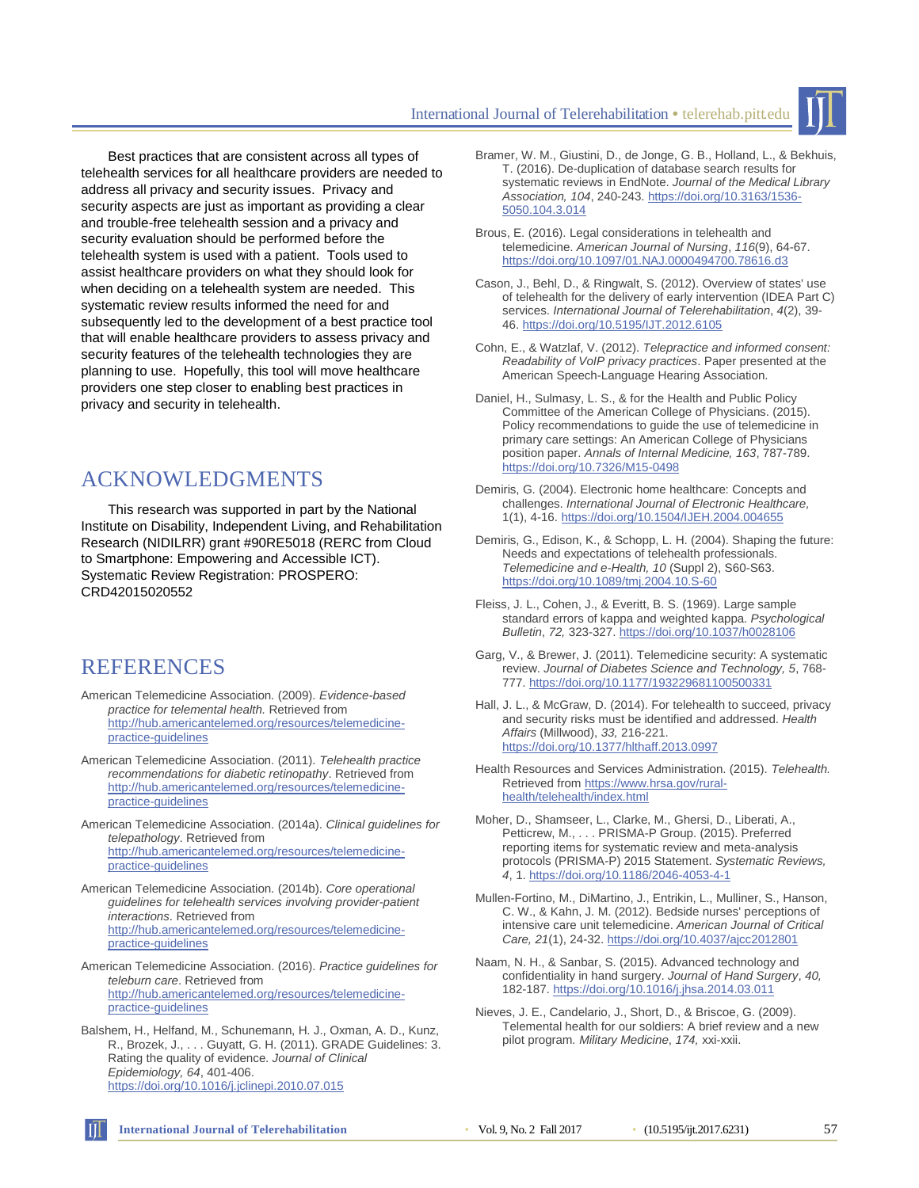Best practices that are consistent across all types of telehealth services for all healthcare providers are needed to address all privacy and security issues. Privacy and security aspects are just as important as providing a clear and trouble-free telehealth session and a privacy and security evaluation should be performed before the telehealth system is used with a patient. Tools used to assist healthcare providers on what they should look for when deciding on a telehealth system are needed. This systematic review results informed the need for and subsequently led to the development of a best practice tool that will enable healthcare providers to assess privacy and security features of the telehealth technologies they are planning to use. Hopefully, this tool will move healthcare providers one step closer to enabling best practices in privacy and security in telehealth.

## ACKNOWLEDGMENTS

This research was supported in part by the National Institute on Disability, Independent Living, and Rehabilitation Research (NIDILRR) grant #90RE5018 (RERC from Cloud to Smartphone: Empowering and Accessible ICT). Systematic Review Registration: PROSPERO: CRD42015020552

## REFERENCES

American Telemedicine Association. (2009). *Evidence-based practice for telemental health.* Retrieved from http://hub.americantelemed.org/resources/telemedicine-practice-guidelines

American Telemedicine Association. (2011). *Telehealth practice recommendations for diabetic retinopathy*. Retrieved from http://hub.americantelemed.org/resources/telemedicine-practice-guidelines

American Telemedicine Association. (2014a). *Clinical guidelines for telepathology*. Retrieved from http://hub.americantelemed.org/resources/telemedicine-practice-guidelines

American Telemedicine Association. (2014b). *Core operational guidelines for telehealth services involving provider-patient interactions*. Retrieved from http://hub.americantelemed.org/resources/telemedicine-practice-guidelines

American Telemedicine Association. (2016). *Practice guidelines for teleburn care*. Retrieved from http://hub.americantelemed.org/resources/telemedicine-practice-guidelines

Balshem, H., Helfand, M., Schunemann, H. J., Oxman, A. D., Kunz, R., Brozek, J., . . . Guyatt, G. H. (2011). GRADE Guidelines: 3. Rating the quality of evidence. *Journal of Clinical Epidemiology, 64*, 401-406. https://doi.org/10.1016/j.jclinepi.2010.07.015

Bramer, W. M., Giustini, D., de Jonge, G. B., Holland, L., & Bekhuis, T. (2016). De-duplication of database search results for systematic reviews in EndNote. *Journal of the Medical Library Association, 104*, 240-243. https://doi.org/10.3163/1536-5050.104.3.014

Brous, E. (2016). Legal considerations in telehealth and telemedicine. *American Journal of Nursing*, *116*(9), 64-67. https://doi.org/10.1097/01.NAJ.0000494700.78616.d3

Cason, J., Behl, D., & Ringwalt, S. (2012). Overview of states' use of telehealth for the delivery of early intervention (IDEA Part C) services. *International Journal of Telerehabilitation*, *4*(2), 39-46. https://doi.org/10.5195/IJT.2012.6105

Cohn, E., & Watzlaf, V. (2012). *Telepractice and informed consent: Readability of VoIP privacy practices*. Paper presented at the American Speech-Language Hearing Association.

Daniel, H., Sulmasy, L. S., & for the Health and Public Policy Committee of the American College of Physicians. (2015). Policy recommendations to guide the use of telemedicine in primary care settings: An American College of Physicians position paper. *Annals of Internal Medicine, 163*, 787-789. https://doi.org/10.7326/M15-0498

Demiris, G. (2004). Electronic home healthcare: Concepts and challenges. *International Journal of Electronic Healthcare,* 1(1), 4-16. https://doi.org/10.1504/IJEH.2004.004655

Demiris, G., Edison, K., & Schopp, L. H. (2004). Shaping the future: Needs and expectations of telehealth professionals. *Telemedicine and e-Health, 10* (Suppl 2), S60-S63. https://doi.org/10.1089/tmj.2004.10.S-60

Fleiss, J. L., Cohen, J., & Everitt, B. S. (1969). Large sample standard errors of kappa and weighted kappa. *Psychological Bulletin*, *72,* 323-327. https://doi.org/10.1037/h0028106

Garg, V., & Brewer, J. (2011). Telemedicine security: A systematic review. *Journal of Diabetes Science and Technology, 5*, 768-777. https://doi.org/10.1177/193229681100500331

Hall, J. L., & McGraw, D. (2014). For telehealth to succeed, privacy and security risks must be identified and addressed. *Health Affairs* (Millwood), *33,* 216-221. https://doi.org/10.1377/hlthaff.2013.0997

Health Resources and Services Administration. (2015). *Telehealth.* Retrieved from https://www.hrsa.gov/rural-health/telehealth/index.html

Moher, D., Shamseer, L., Clarke, M., Ghersi, D., Liberati, A., Petticrew, M., . . . PRISMA-P Group. (2015). Preferred reporting items for systematic review and meta-analysis protocols (PRISMA-P) 2015 Statement. *Systematic Reviews, 4*, 1. https://doi.org/10.1186/2046-4053-4-1

Mullen-Fortino, M., DiMartino, J., Entrikin, L., Mulliner, S., Hanson, C. W., & Kahn, J. M. (2012). Bedside nurses' perceptions of intensive care unit telemedicine. *American Journal of Critical Care, 21*(1), 24-32. https://doi.org/10.4037/ajcc2012801

Naam, N. H., & Sanbar, S. (2015). Advanced technology and confidentiality in hand surgery. *Journal of Hand Surgery*, *40,* 182-187. https://doi.org/10.1016/j.jhsa.2014.03.011

Nieves, J. E., Candelario, J., Short, D., & Briscoe, G. (2009). Telemental health for our soldiers: A brief review and a new pilot program. *Military Medicine*, *174,* xxi-xxii.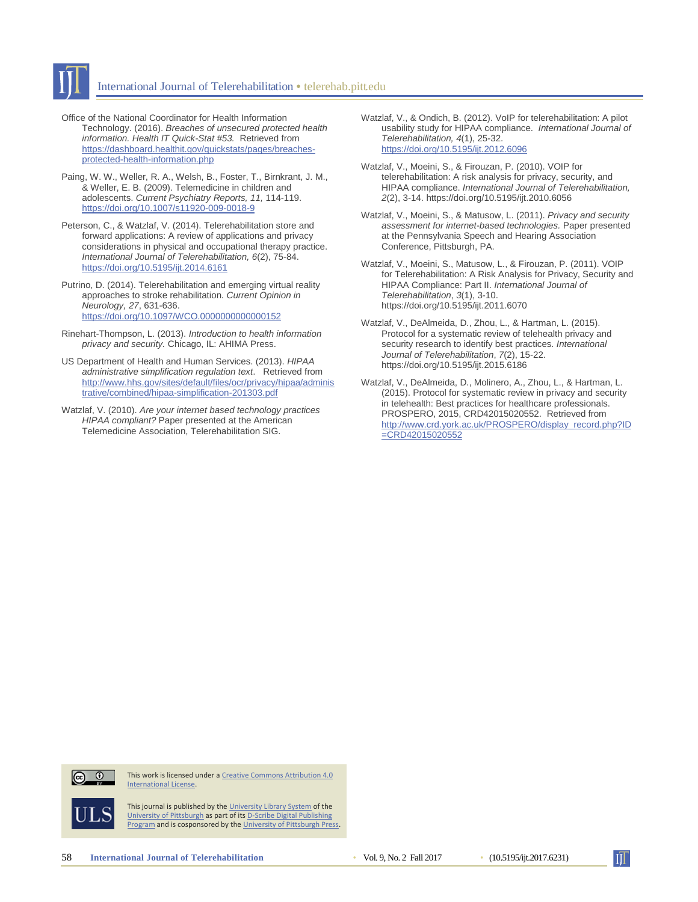Office of the National Coordinator for Health Information Technology. (2016). *Breaches of unsecured protected health information. Health IT Quick-Stat #53.* Retrieved from https://dashboard.healthit.gov/quickstats/pages/breaches-protected-health-information.php

Paing, W. W., Weller, R. A., Welsh, B., Foster, T., Birnkrant, J. M., & Weller, E. B. (2009). Telemedicine in children and adolescents. *Current Psychiatry Reports, 11,* 114-119. https://doi.org/10.1007/s11920-009-0018-9

Peterson, C., & Watzlaf, V. (2014). Telerehabilitation store and forward applications: A review of applications and privacy considerations in physical and occupational therapy practice. *International Journal of Telerehabilitation, 6*(2), 75-84. https://doi.org/10.5195/ijt.2014.6161

Putrino, D. (2014). Telerehabilitation and emerging virtual reality approaches to stroke rehabilitation. *Current Opinion in Neurology, 27*, 631-636. https://doi.org/10.1097/WCO.0000000000000152

Rinehart-Thompson, L. (2013). *Introduction to health information privacy and security.* Chicago, IL: AHIMA Press.

US Department of Health and Human Services. (2013). *HIPAA administrative simplification regulation text.* Retrieved from http://www.hhs.gov/sites/default/files/ocr/privacy/hipaa/administrative/combined/hipaa-simplification-201303.pdf

Watzlaf, V. (2010). *Are your internet based technology practices HIPAA compliant?* Paper presented at the American Telemedicine Association, Telerehabilitation SIG.

Watzlaf, V., & Ondich, B. (2012). VoIP for telerehabilitation: A pilot usability study for HIPAA compliance. *International Journal of Telerehabilitation, 4*(1), 25-32. https://doi.org/10.5195/ijt.2012.6096

Watzlaf, V., Moeini, S., & Firouzan, P. (2010). VOIP for telerehabilitation: A risk analysis for privacy, security, and HIPAA compliance. *International Journal of Telerehabilitation, 2*(2), 3-14. https://doi.org/10.5195/ijt.2010.6056

Watzlaf, V., Moeini, S., & Matusow, L. (2011). *Privacy and security assessment for internet-based technologies.* Paper presented at the Pennsylvania Speech and Hearing Association Conference, Pittsburgh, PA.

Watzlaf, V., Moeini, S., Matusow, L., & Firouzan, P. (2011). VOIP for Telerehabilitation: A Risk Analysis for Privacy, Security and HIPAA Compliance: Part II. *International Journal of Telerehabilitation*, *3*(1), 3-10. https://doi.org/10.5195/ijt.2011.6070

Watzlaf, V., DeAlmeida, D., Zhou, L., & Hartman, L. (2015). Protocol for a systematic review of telehealth privacy and security research to identify best practices. *International Journal of Telerehabilitation*, *7*(2), 15-22. https://doi.org/10.5195/ijt.2015.6186

Watzlaf, V., DeAlmeida, D., Molinero, A., Zhou, L., & Hartman, L. (2015). Protocol for systematic review in privacy and security in telehealth: Best practices for healthcare professionals. PROSPERO, 2015, CRD42015020552. Retrieved from http://www.crd.york.ac.uk/PROSPERO/display_record.php?ID=CRD42015020552

This work is licensed under a Creative Commons Attribution 4.0 International License.

This journal is published by the University Library System of the University of Pittsburgh as part of its D-Scribe Digital Publishing Program and is cosponsored by the University of Pittsburgh Press.